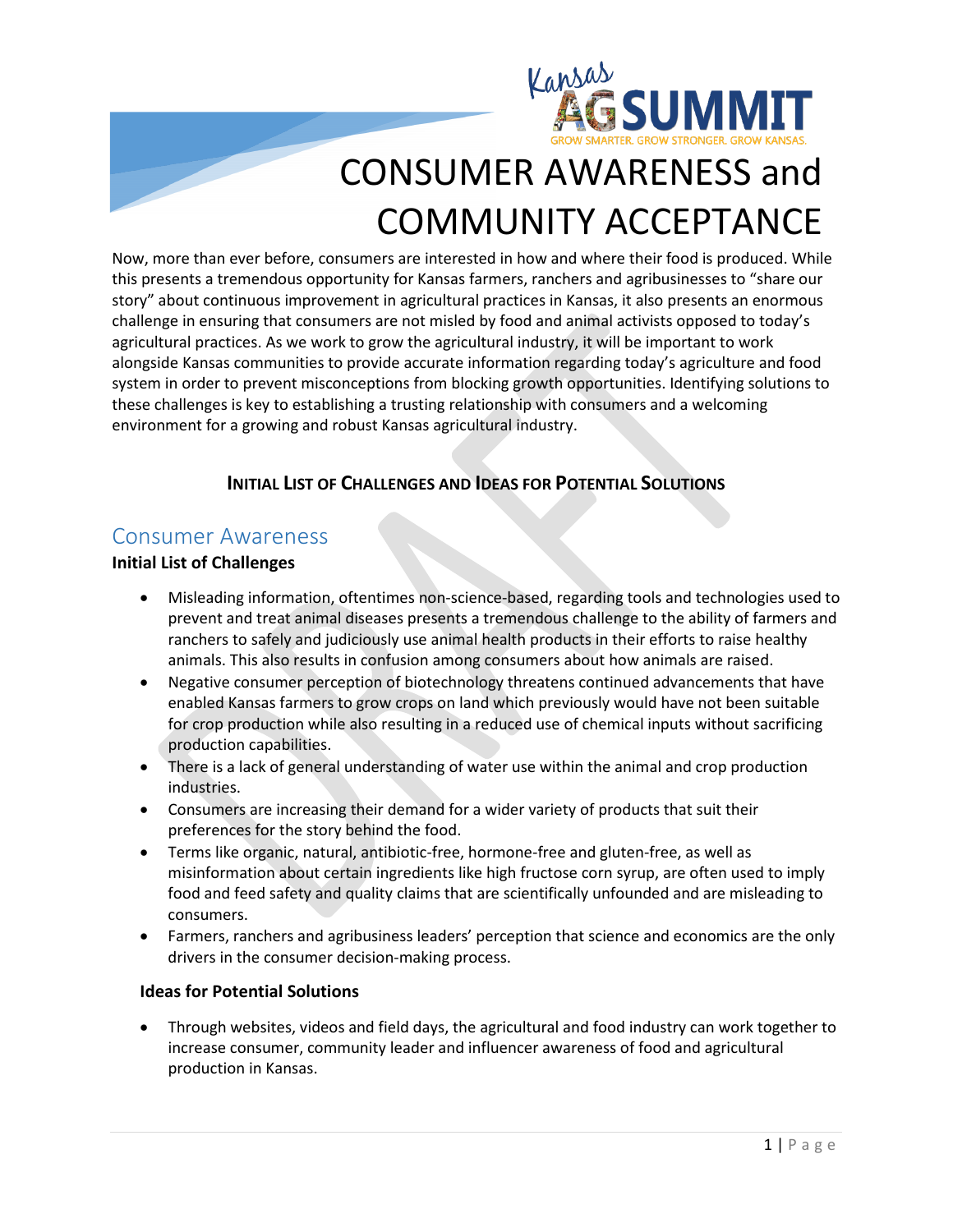# CONSUMER AWARENESS and COMMUNITY ACCEPTANCE

Now, more than ever before, consumers are interested in how and where their food is produced. While this presents a tremendous opportunity for Kansas farmers, ranchers and agribusinesses to "share our story" about continuous improvement in agricultural practices in Kansas, it also presents an enormous challenge in ensuring that consumers are not misled by food and animal activists opposed to today's agricultural practices. As we work to grow the agricultural industry, it will be important to work alongside Kansas communities to provide accurate information regarding today's agriculture and food system in order to prevent misconceptions from blocking growth opportunities. Identifying solutions to these challenges is key to establishing a trusting relationship with consumers and a welcoming environment for a growing and robust Kansas agricultural industry.

**INITIAL LIST OF CHALLENGES AND IDEAS FOR POTENTIAL SOLUTIONS**

## Consumer Awareness

**Initial List of Challenges**

- Misleading information, oftentimes non-science-based, regarding tools and technologies used to prevent and treat animal diseases presents a tremendous challenge to the ability of farmers and ranchers to safely and judiciously use animal health products in their efforts to raise healthy animals. This also results in confusion among consumers about how animals are raised.
- Negative consumer perception of biotechnology threatens continued advancements that have enabled Kansas farmers to grow crops on land which previously would have not been suitable for crop production while also resulting in a reduced use of chemical inputs without sacrificing production capabilities.
- There is a lack of general understanding of water use within the animal and crop production industries.
- Consumers are increasing their demand for a wider variety of products that suit their preferences for the story behind the food.
- Terms like organic, natural, antibiotic-free, hormone-free and gluten-free, as well as misinformation about certain ingredients like high fructose corn syrup, are often used to imply food and feed safety and quality claims that are scientifically unfounded and are misleading to consumers.
- Farmers, ranchers and agribusiness leaders' perception that science and economics are the only drivers in the consumer decision-making process.

**Ideas for Potential Solutions**

- Through websites, videos and field days, the agricultural and food industry can work together to increase consumer, community leader and influencer awareness of food and agricultural production in Kansas.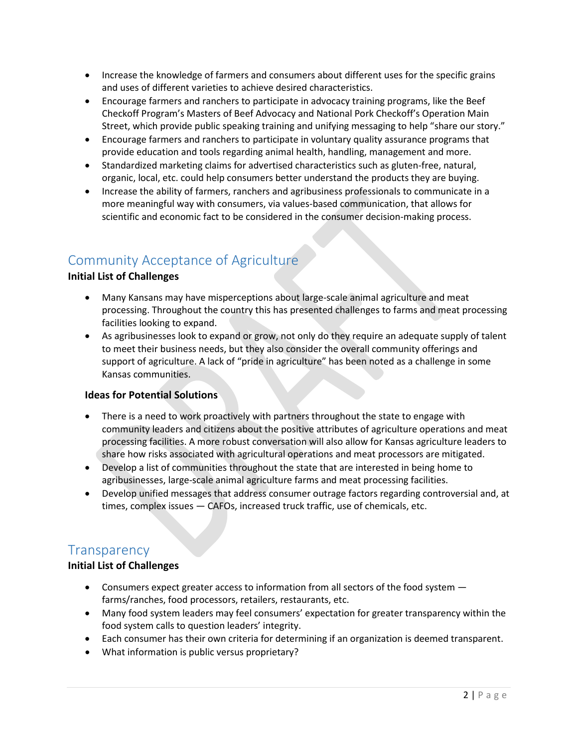- Increase the knowledge of farmers and consumers about different uses for the specific grains and uses of different varieties to achieve desired characteristics.
- Encourage farmers and ranchers to participate in advocacy training programs, like the Beef Checkoff Program's Masters of Beef Advocacy and National Pork Checkoff's Operation Main Street, which provide public speaking training and unifying messaging to help "share our story."
- Encourage farmers and ranchers to participate in voluntary quality assurance programs that provide education and tools regarding animal health, handling, management and more.
- Standardized marketing claims for advertised characteristics such as gluten-free, natural, organic, local, etc. could help consumers better understand the products they are buying.
- Increase the ability of farmers, ranchers and agribusiness professionals to communicate in a more meaningful way with consumers, via values-based communication, that allows for scientific and economic fact to be considered in the consumer decision-making process.

## Community Acceptance of Agriculture

**Initial List of Challenges**

- Many Kansans may have misperceptions about large-scale animal agriculture and meat processing. Throughout the country this has presented challenges to farms and meat processing facilities looking to expand.
- As agribusinesses look to expand or grow, not only do they require an adequate supply of talent to meet their business needs, but they also consider the overall community offerings and support of agriculture. A lack of "pride in agriculture" has been noted as a challenge in some Kansas communities.

**Ideas for Potential Solutions**

- There is a need to work proactively with partners throughout the state to engage with community leaders and citizens about the positive attributes of agriculture operations and meat processing facilities. A more robust conversation will also allow for Kansas agriculture leaders to share how risks associated with agricultural operations and meat processors are mitigated.
- Develop a list of communities throughout the state that are interested in being home to agribusinesses, large-scale animal agriculture farms and meat processing facilities.
- Develop unified messages that address consumer outrage factors regarding controversial and, at times, complex issues — CAFOs, increased truck traffic, use of chemicals, etc.

## Transparency

**Initial List of Challenges**

- Consumers expect greater access to information from all sectors of the food system — farms/ranches, food processors, retailers, restaurants, etc.
- Many food system leaders may feel consumers' expectation for greater transparency within the food system calls to question leaders' integrity.
- Each consumer has their own criteria for determining if an organization is deemed transparent.
- What information is public versus proprietary?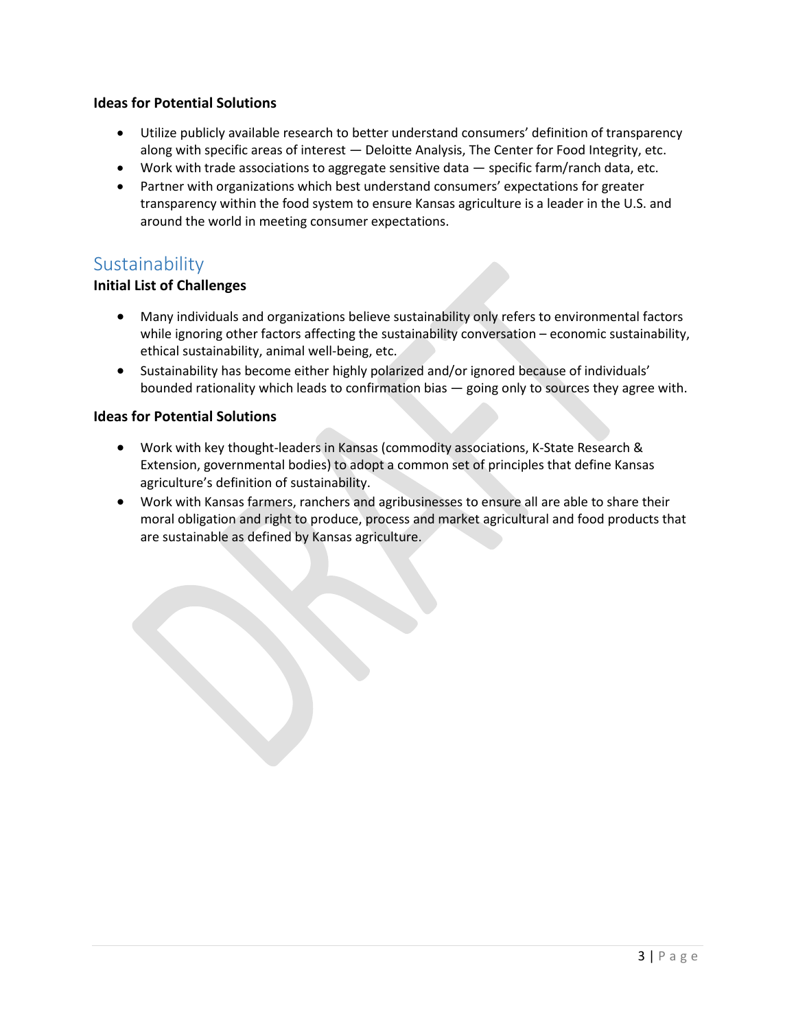**Ideas for Potential Solutions**

- Utilize publicly available research to better understand consumers' definition of transparency along with specific areas of interest — Deloitte Analysis, The Center for Food Integrity, etc.
- Work with trade associations to aggregate sensitive data — specific farm/ranch data, etc.
- Partner with organizations which best understand consumers' expectations for greater transparency within the food system to ensure Kansas agriculture is a leader in the U.S. and around the world in meeting consumer expectations.

## Sustainability

**Initial List of Challenges**

- Many individuals and organizations believe sustainability only refers to environmental factors while ignoring other factors affecting the sustainability conversation – economic sustainability, ethical sustainability, animal well-being, etc.
- Sustainability has become either highly polarized and/or ignored because of individuals' bounded rationality which leads to confirmation bias — going only to sources they agree with.

**Ideas for Potential Solutions**

- Work with key thought-leaders in Kansas (commodity associations, K-State Research & Extension, governmental bodies) to adopt a common set of principles that define Kansas agriculture's definition of sustainability.
- Work with Kansas farmers, ranchers and agribusinesses to ensure all are able to share their moral obligation and right to produce, process and market agricultural and food products that are sustainable as defined by Kansas agriculture.